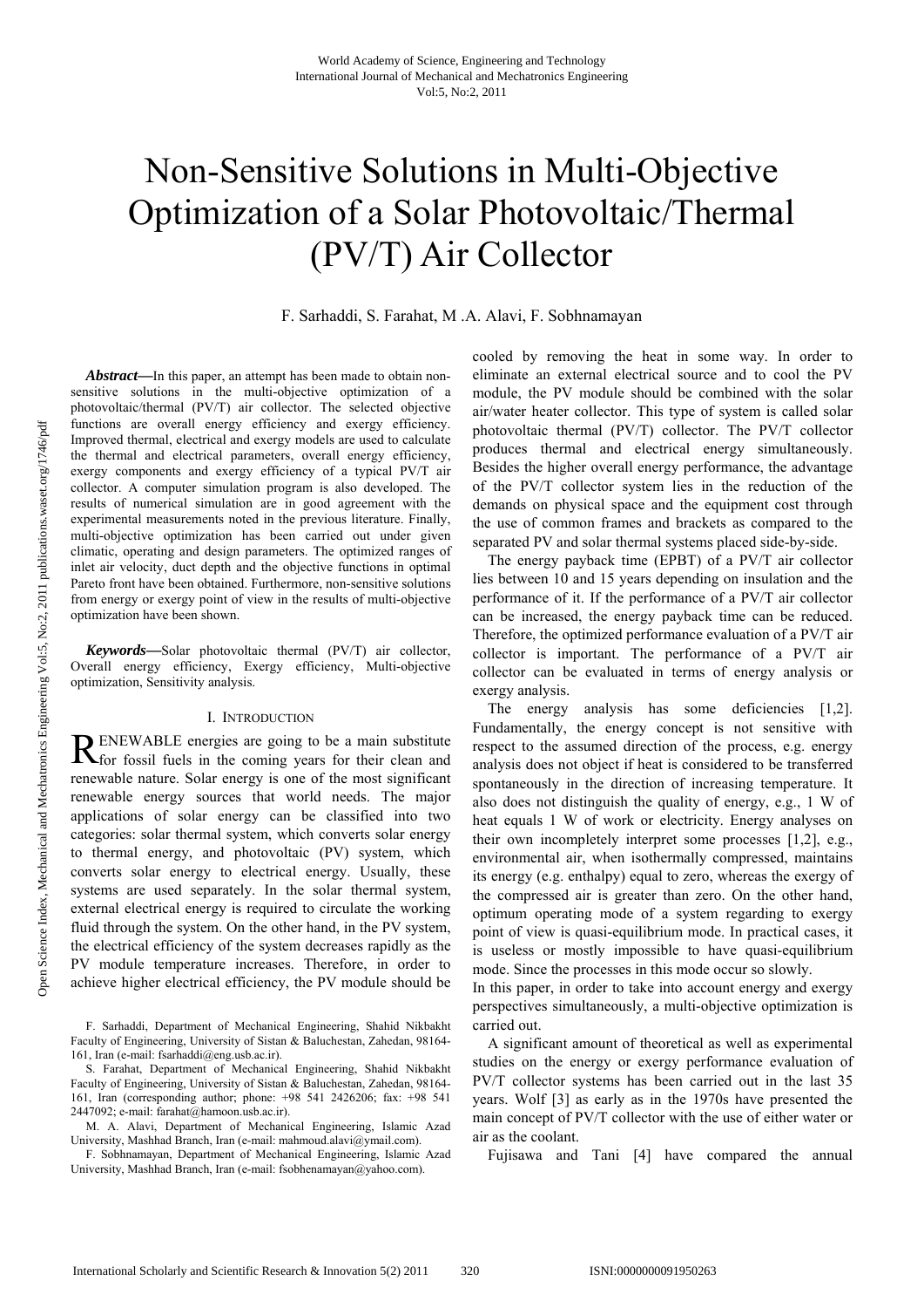# Non-Sensitive Solutions in Multi-Objective Optimization of a Solar Photovoltaic/Thermal (PV/T) Air Collector

F. Sarhaddi, S. Farahat, M .A. Alavi, F. Sobhnamayan

***Abstract*—**In this paper, an attempt has been made to obtain non-sensitive solutions in the multi-objective optimization of a photovoltaic/thermal (PV/T) air collector. The selected objective functions are overall energy efficiency and exergy efficiency. Improved thermal, electrical and exergy models are used to calculate the thermal and electrical parameters, overall energy efficiency, exergy components and exergy efficiency of a typical PV/T air collector. A computer simulation program is also developed. The results of numerical simulation are in good agreement with the experimental measurements noted in the previous literature. Finally, multi-objective optimization has been carried out under given climatic, operating and design parameters. The optimized ranges of inlet air velocity, duct depth and the objective functions in optimal Pareto front have been obtained. Furthermore, non-sensitive solutions from energy or exergy point of view in the results of multi-objective optimization have been shown.

***Keywords*—**Solar photovoltaic thermal (PV/T) air collector, Overall energy efficiency, Exergy efficiency, Multi-objective optimization, Sensitivity analysis.

## I. Introduction

RENEWABLE energies are going to be a main substitute for fossil fuels in the coming years for their clean and renewable nature. Solar energy is one of the most significant renewable energy sources that world needs. The major applications of solar energy can be classified into two categories: solar thermal system, which converts solar energy to thermal energy, and photovoltaic (PV) system, which converts solar energy to electrical energy. Usually, these systems are used separately. In the solar thermal system, external electrical energy is required to circulate the working fluid through the system. On the other hand, in the PV system, the electrical efficiency of the system decreases rapidly as the PV module temperature increases. Therefore, in order to achieve higher electrical efficiency, the PV module should be cooled by removing the heat in some way. In order to eliminate an external electrical source and to cool the PV module, the PV module should be combined with the solar air/water heater collector. This type of system is called solar photovoltaic thermal (PV/T) collector. The PV/T collector produces thermal and electrical energy simultaneously. Besides the higher overall energy performance, the advantage of the PV/T collector system lies in the reduction of the demands on physical space and the equipment cost through the use of common frames and brackets as compared to the separated PV and solar thermal systems placed side-by-side.

The energy payback time (EPBT) of a PV/T air collector lies between 10 and 15 years depending on insulation and the performance of it. If the performance of a PV/T air collector can be increased, the energy payback time can be reduced. Therefore, the optimized performance evaluation of a PV/T air collector is important. The performance of a PV/T air collector can be evaluated in terms of energy analysis or exergy analysis.

The energy analysis has some deficiencies [1,2]. Fundamentally, the energy concept is not sensitive with respect to the assumed direction of the process, e.g. energy analysis does not object if heat is considered to be transferred spontaneously in the direction of increasing temperature. It also does not distinguish the quality of energy, e.g., 1 W of heat equals 1 W of work or electricity. Energy analyses on their own incompletely interpret some processes [1,2], e.g., environmental air, when isothermally compressed, maintains its energy (e.g. enthalpy) equal to zero, whereas the exergy of the compressed air is greater than zero. On the other hand, optimum operating mode of a system regarding to exergy point of view is quasi-equilibrium mode. In practical cases, it is useless or mostly impossible to have quasi-equilibrium mode. Since the processes in this mode occur so slowly.

In this paper, in order to take into account energy and exergy perspectives simultaneously, a multi-objective optimization is carried out.

A significant amount of theoretical as well as experimental studies on the energy or exergy performance evaluation of PV/T collector systems has been carried out in the last 35 years. Wolf [3] as early as in the 1970s have presented the main concept of PV/T collector with the use of either water or air as the coolant.

Fujisawa and Tani [4] have compared the annual

F. Sarhaddi, Department of Mechanical Engineering, Shahid Nikbakht Faculty of Engineering, University of Sistan & Baluchestan, Zahedan, 98164-161, Iran (e-mail: fsarhaddi@eng.usb.ac.ir).

S. Farahat, Department of Mechanical Engineering, Shahid Nikbakht Faculty of Engineering, University of Sistan & Baluchestan, Zahedan, 98164-161, Iran (corresponding author; phone: +98 541 2426206; fax: +98 541 2447092; e-mail: farahat@hamoon.usb.ac.ir).

M. A. Alavi, Department of Mechanical Engineering, Islamic Azad University, Mashhad Branch, Iran (e-mail: mahmoud.alavi@ymail.com).

F. Sobhnamayan, Department of Mechanical Engineering, Islamic Azad University, Mashhad Branch, Iran (e-mail: fsobhenamayan@yahoo.com).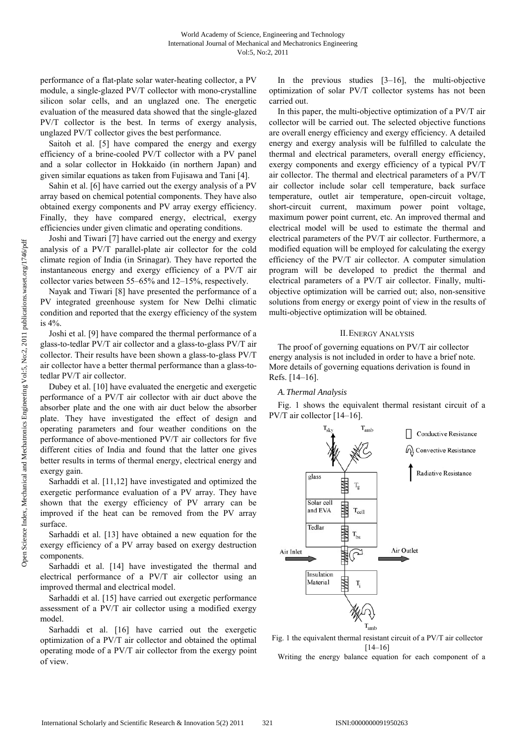performance of a flat-plate solar water-heating collector, a PV module, a single-glazed PV/T collector with mono-crystalline silicon solar cells, and an unglazed one. The energetic evaluation of the measured data showed that the single-glazed PV/T collector is the best. In terms of exergy analysis, unglazed PV/T collector gives the best performance.

Saitoh et al. [5] have compared the energy and exergy efficiency of a brine-cooled PV/T collector with a PV panel and a solar collector in Hokkaido (in northern Japan) and given similar equations as taken from Fujisawa and Tani [4].

Sahin et al. [6] have carried out the exergy analysis of a PV array based on chemical potential components. They have also obtained exergy components and PV array exergy efficiency. Finally, they have compared energy, electrical, exergy efficiencies under given climatic and operating conditions.

Joshi and Tiwari [7] have carried out the energy and exergy analysis of a PV/T parallel-plate air collector for the cold climate region of India (in Srinagar). They have reported the instantaneous energy and exergy efficiency of a PV/T air collector varies between 55–65% and 12–15%, respectively.

Nayak and Tiwari [8] have presented the performance of a PV integrated greenhouse system for New Delhi climatic condition and reported that the exergy efficiency of the system is 4%.

Joshi et al. [9] have compared the thermal performance of a glass-to-tedlar PV/T air collector and a glass-to-glass PV/T air collector. Their results have been shown a glass-to-glass PV/T air collector have a better thermal performance than a glass-to-tedlar PV/T air collector.

Dubey et al. [10] have evaluated the energetic and exergetic performance of a PV/T air collector with air duct above the absorber plate and the one with air duct below the absorber plate. They have investigated the effect of design and operating parameters and four weather conditions on the performance of above-mentioned PV/T air collectors for five different cities of India and found that the latter one gives better results in terms of thermal energy, electrical energy and exergy gain.

Sarhaddi et al. [11,12] have investigated and optimized the exergetic performance evaluation of a PV array. They have shown that the exergy efficiency of PV arrary can be improved if the heat can be removed from the PV array surface.

Sarhaddi et al. [13] have obtained a new equation for the exergy efficiency of a PV array based on exergy destruction components.

Sarhaddi et al. [14] have investigated the thermal and electrical performance of a PV/T air collector using an improved thermal and electrical model.

Sarhaddi et al. [15] have carried out exergetic performance assessment of a PV/T air collector using a modified exergy model.

Sarhaddi et al. [16] have carried out the exergetic optimization of a PV/T air collector and obtained the optimal operating mode of a PV/T air collector from the exergy point of view.

In the previous studies [3–16], the multi-objective optimization of solar PV/T collector systems has not been carried out.

In this paper, the multi-objective optimization of a PV/T air collector will be carried out. The selected objective functions are overall energy efficiency and exergy efficiency. A detailed energy and exergy analysis will be fulfilled to calculate the thermal and electrical parameters, overall energy efficiency, exergy components and exergy efficiency of a typical PV/T air collector. The thermal and electrical parameters of a PV/T air collector include solar cell temperature, back surface temperature, outlet air temperature, open-circuit voltage, short-circuit current, maximum power point voltage, maximum power point current, etc. An improved thermal and electrical model will be used to estimate the thermal and electrical parameters of the PV/T air collector. Furthermore, a modified equation will be employed for calculating the exergy efficiency of the PV/T air collector. A computer simulation program will be developed to predict the thermal and electrical parameters of a PV/T air collector. Finally, multi-objective optimization will be carried out; also, non-sensitive solutions from energy or exergy point of view in the results of multi-objective optimization will be obtained.

## II. Energy Analysis

The proof of governing equations on PV/T air collector energy analysis is not included in order to have a brief note. More details of governing equations derivation is found in Refs. [14–16].

### A. Thermal Analysis

Fig. 1 shows the equivalent thermal resistant circuit of a PV/T air collector [14–16].

$T_{sky}$ $T_{amb}$

Conductive Resistance

Convective Resistance

Radiative Resistance

glass $T_g$

Solar cell and EVA $T_{cell}$

Tedlar $T_{bs}$

Air Inlet

Air Outlet

Insulation Material $T_i$

$T_{amb}$

Fig. 1 the equivalent thermal resistant circuit of a PV/T air collector [14–16]

Writing the energy balance equation for each component of a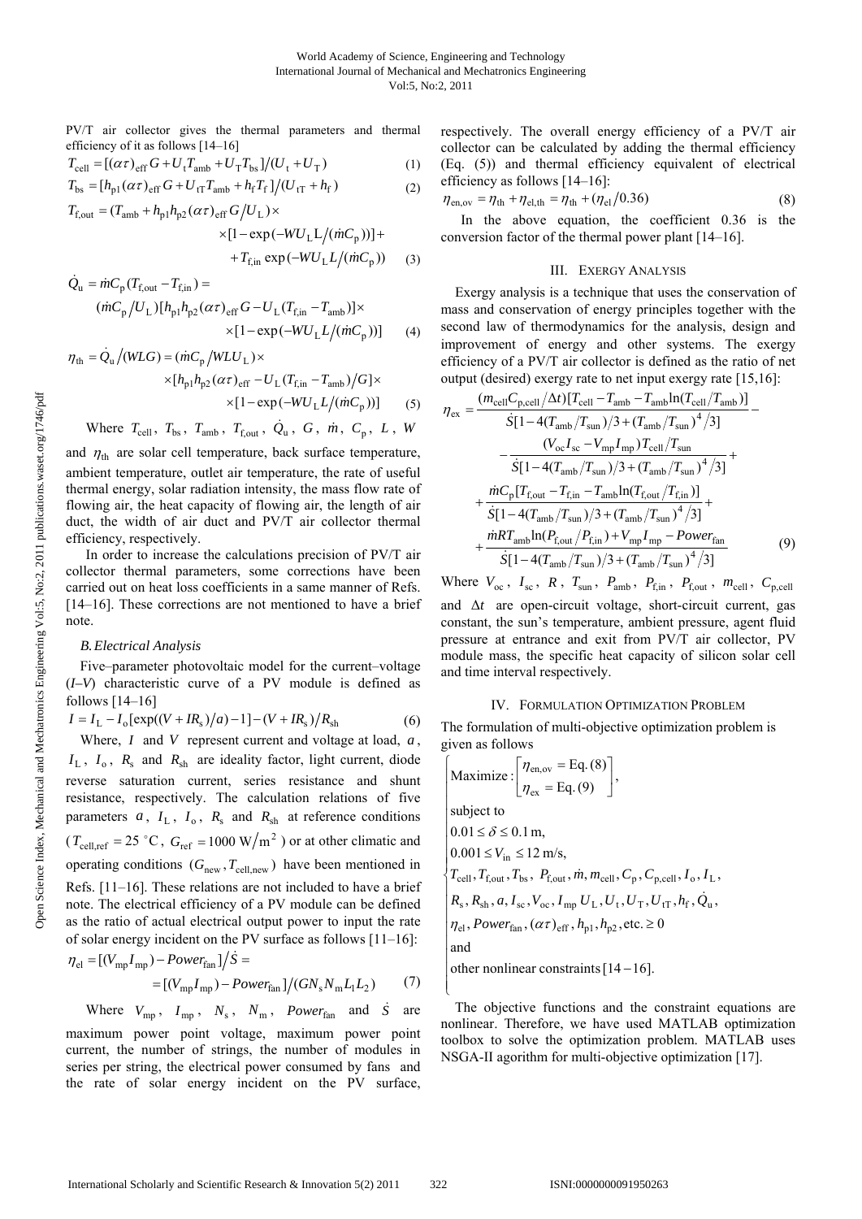PV/T air collector gives the thermal parameters and thermal efficiency of it as follows [14–16]

$$T_{\text{cell}} = [(\alpha\tau)_{\text{eff}} G + U_{\text{t}} T_{\text{amb}} + U_{\text{T}} T_{\text{bs}}] / (U_{\text{t}} + U_{\text{T}}) \tag{1}$$

$$T_{\text{bs}} = [h_{\text{p1}} (\alpha\tau)_{\text{eff}} G + U_{\text{tT}} T_{\text{amb}} + h_{\text{f}} T_{\text{f}}] / (U_{\text{tT}} + h_{\text{f}}) \tag{2}$$

$$T_{\text{f,out}} = (T_{\text{amb}} + h_{\text{p1}} h_{\text{p2}} (\alpha\tau)_{\text{eff}} G / U_{\text{L}}) \times [1 - \exp(-W U_{\text{L}} L / (\dot{m} C_{\text{p}}))] + T_{\text{f,in}} \exp(-W U_{\text{L}} L / (\dot{m} C_{\text{p}})) \tag{3}$$

$$\dot{Q}_{\text{u}} = \dot{m} C_{\text{p}} (T_{\text{f,out}} - T_{\text{f,in}}) = (\dot{m} C_{\text{p}} / U_{\text{L}}) [h_{\text{p1}} h_{\text{p2}} (\alpha\tau)_{\text{eff}} G - U_{\text{L}} (T_{\text{f,in}} - T_{\text{amb}})] \times [1 - \exp(-W U_{\text{L}} L / (\dot{m} C_{\text{p}}))] \tag{4}$$

$$\eta_{\text{th}} = \dot{Q}_{\text{u}} / (W L G) = (\dot{m} C_{\text{p}} / W L U_{\text{L}}) \times [h_{\text{p1}} h_{\text{p2}} (\alpha\tau)_{\text{eff}} - U_{\text{L}} (T_{\text{f,in}} - T_{\text{amb}}) / G] \times [1 - \exp(-W U_{\text{L}} L / (\dot{m} C_{\text{p}}))] \tag{5}$$

Where $T_{\text{cell}}$, $T_{\text{bs}}$, $T_{\text{amb}}$, $T_{\text{f,out}}$, $\dot{Q}_{\text{u}}$, $G$, $\dot{m}$, $C_{\text{p}}$, $L$, $W$ and $\eta_{\text{th}}$ are solar cell temperature, back surface temperature, ambient temperature, outlet air temperature, the rate of useful thermal energy, solar radiation intensity, the mass flow rate of flowing air, the heat capacity of flowing air, the length of air duct, the width of air duct and PV/T air collector thermal efficiency, respectively.

In order to increase the calculations precision of PV/T air collector thermal parameters, some corrections have been carried out on heat loss coefficients in a same manner of Refs. [14–16]. These corrections are not mentioned to have a brief note.

### *B. Electrical Analysis*

Five–parameter photovoltaic model for the current–voltage (*I*–*V*) characteristic curve of a PV module is defined as follows [14–16]

$$I = I_{\text{L}} - I_{\text{o}} [\exp((V + I R_{\text{s}}) / a) - 1] - (V + I R_{\text{s}}) / R_{\text{sh}} \tag{6}$$

Where, $I$ and $V$ represent current and voltage at load, $a$, $I_{\text{L}}$, $I_{\text{o}}$, $R_{\text{s}}$ and $R_{\text{sh}}$ are ideality factor, light current, diode reverse saturation current, series resistance and shunt resistance, respectively. The calculation relations of five parameters $a$, $I_{\text{L}}$, $I_{\text{o}}$, $R_{\text{s}}$ and $R_{\text{sh}}$ at reference conditions ($T_{\text{cell,ref}} = 25\ ^{\circ}\text{C}$, $G_{\text{ref}} = 1000\ \text{W/m}^2$) or at other climatic and operating conditions ($G_{\text{new}}, T_{\text{cell,new}}$) have been mentioned in Refs. [11–16]. These relations are not included to have a brief note. The electrical efficiency of a PV module can be defined as the ratio of actual electrical output power to input the rate of solar energy incident on the PV surface as follows [11–16]:

$$\eta_{\text{el}} = [(V_{\text{mp}} I_{\text{mp}}) - Power_{\text{fan}}] / \dot{S} = [(V_{\text{mp}} I_{\text{mp}}) - Power_{\text{fan}}] / (G N_{\text{s}} N_{\text{m}} L_1 L_2) \tag{7}$$

Where $V_{\text{mp}}$, $I_{\text{mp}}$, $N_{\text{s}}$, $N_{\text{m}}$, $Power_{\text{fan}}$ and $\dot{S}$ are maximum power point voltage, maximum power point current, the number of strings, the number of modules in series per string, the electrical power consumed by fans and the rate of solar energy incident on the PV surface, respectively. The overall energy efficiency of a PV/T air collector can be calculated by adding the thermal efficiency (Eq. (5)) and thermal efficiency equivalent of electrical efficiency as follows [14–16]:

$$\eta_{\text{en,ov}} = \eta_{\text{th}} + \eta_{\text{el,th}} = \eta_{\text{th}} + (\eta_{\text{el}} / 0.36) \tag{8}$$

In the above equation, the coefficient 0.36 is the conversion factor of the thermal power plant [14–16].

## III. Exergy Analysis

Exergy analysis is a technique that uses the conservation of mass and conservation of energy principles together with the second law of thermodynamics for the analysis, design and improvement of energy and other systems. The exergy efficiency of a PV/T air collector is defined as the ratio of net output (desired) exergy rate to net input exergy rate [15,16]:

$$\begin{aligned}
\eta_{\text{ex}} = &\frac{(m_{\text{cell}} C_{\text{p,cell}} / \Delta t)[T_{\text{cell}} - T_{\text{amb}} - T_{\text{amb}} \ln(T_{\text{cell}} / T_{\text{amb}})]}{\dot{S}[1 - 4(T_{\text{amb}} / T_{\text{sun}})/3 + (T_{\text{amb}} / T_{\text{sun}})^4 / 3]} - \\
&- \frac{(V_{\text{oc}} I_{\text{sc}} - V_{\text{mp}} I_{\text{mp}}) T_{\text{cell}} / T_{\text{sun}}}{\dot{S}[1 - 4(T_{\text{amb}} / T_{\text{sun}})/3 + (T_{\text{amb}} / T_{\text{sun}})^4 / 3]} + \\
&+ \frac{\dot{m} C_{\text{p}} [T_{\text{f,out}} - T_{\text{f,in}} - T_{\text{amb}} \ln(T_{\text{f,out}} / T_{\text{f,in}})]}{\dot{S}[1 - 4(T_{\text{amb}} / T_{\text{sun}})/3 + (T_{\text{amb}} / T_{\text{sun}})^4 / 3]} + \\
&+ \frac{\dot{m} R T_{\text{amb}} \ln(P_{\text{f,out}} / P_{\text{f,in}}) + V_{\text{mp}} I_{\text{mp}} - Power_{\text{fan}}}{\dot{S}[1 - 4(T_{\text{amb}} / T_{\text{sun}})/3 + (T_{\text{amb}} / T_{\text{sun}})^4 / 3]}
\end{aligned} \tag{9}$$

Where $V_{\text{oc}}$, $I_{\text{sc}}$, $R$, $T_{\text{sun}}$, $P_{\text{amb}}$, $P_{\text{f,in}}$, $P_{\text{f,out}}$, $m_{\text{cell}}$, $C_{\text{p,cell}}$ and $\Delta t$ are open-circuit voltage, short-circuit current, gas constant, the sun's temperature, ambient pressure, agent fluid pressure at entrance and exit from PV/T air collector, PV module mass, the specific heat capacity of silicon solar cell and time interval respectively.

## IV. Formulation Optimization Problem

The formulation of multi-objective optimization problem is given as follows

$$\begin{cases}
\text{Maximize} : \begin{bmatrix} \eta_{\text{en,ov}} = \text{Eq. (8)} \\ \eta_{\text{ex}} = \text{Eq. (9)} \end{bmatrix}, \\
\text{subject to} \\
0.01 \leq \delta \leq 0.1\ \text{m}, \\
0.001 \leq V_{\text{in}} \leq 12\ \text{m/s}, \\
T_{\text{cell}}, T_{\text{f,out}}, T_{\text{bs}}, P_{\text{f,out}}, \dot{m}, m_{\text{cell}}, C_{\text{p}}, C_{\text{p,cell}}, I_{\text{o}}, I_{\text{L}}, \\
R_{\text{s}}, R_{\text{sh}}, a, I_{\text{sc}}, V_{\text{oc}}, I_{\text{mp}} U_{\text{L}}, U_{\text{t}}, U_{\text{T}}, U_{\text{tT}}, h_{\text{f}}, \dot{Q}_{\text{u}}, \\
\eta_{\text{el}}, Power_{\text{fan}}, (\alpha\tau)_{\text{eff}}, h_{\text{p1}}, h_{\text{p2}}, \text{etc.} \geq 0 \\
\text{and} \\
\text{other nonlinear constraints [14–16].}
\end{cases}$$

The objective functions and the constraint equations are nonlinear. Therefore, we have used MATLAB optimization toolbox to solve the optimization problem. MATLAB uses NSGA-II agorithm for multi-objective optimization [17].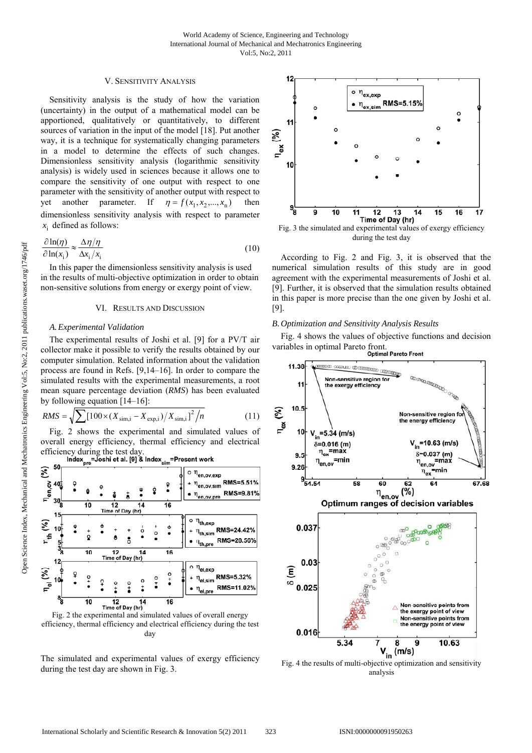## V. Sensitivity Analysis

Sensitivity analysis is the study of how the variation (uncertainty) in the output of a mathematical model can be apportioned, qualitatively or quantitatively, to different sources of variation in the input of the model [18]. Put another way, it is a technique for systematically changing parameters in a model to determine the effects of such changes. Dimensionless sensitivity analysis (logarithmic sensitivity analysis) is widely used in sciences because it allows one to compare the sensitivity of one output with respect to one parameter with the sensitivity of another output with respect to yet another parameter. If $\eta = f(x_1, x_2, ..., x_n)$ then dimensionless sensitivity analysis with respect to parameter $x_i$ defined as follows:

$$\frac{\partial \ln(\eta)}{\partial \ln(x_i)} \approx \frac{\Delta\eta/\eta}{\Delta x_i/x_i} \tag{10}$$

In this paper the dimensionless sensitivity analysis is used in the results of multi-objective optimization in order to obtain non-sensitive solutions from energy or exergy point of view.

## VI. Results and Discussion

### A. Experimental Validation

The experimental results of Joshi et al. [9] for a PV/T air collector make it possible to verify the results obtained by our computer simulation. Related information about the validation process are found in Refs. [9,14–16]. In order to compare the simulated results with the experimental measurements, a root mean square percentage deviation (*RMS*) has been evaluated by following equation [14–16]:

$$RMS = \sqrt{\sum [100 \times (X_{\text{sim},i} - X_{\text{exp},i})/X_{\text{sim},i}]^2 / n} \tag{11}$$

Fig. 2 shows the experimental and simulated values of overall energy efficiency, thermal efficiency and electrical efficiency during the test day.

Index$_{pre}$=Joshi et al. [9] & Index$_{sim}$=Present work

$\eta_{en,ov,exp}$
$\eta_{en,ov,sim}$ RMS=5.51%
$\eta_{en,ov,pre}$ RMS=9.81%

$\eta_{th,exp}$
$\eta_{th,sim}$ RMS=24.42%
$\eta_{th,pre}$ RMS=20.56%

$\eta_{el,exp}$
$\eta_{el,sim}$ RMS=5.32%
$\eta_{el,pre}$ RMS=11.02%

Time of Day (hr)

Fig. 2 the experimental and simulated values of overall energy efficiency, thermal efficiency and electrical efficiency during the test day

The simulated and experimental values of exergy efficiency during the test day are shown in Fig. 3.

$\eta_{ex,exp}$
$\eta_{ex,sim}$ RMS=5.15%

$\eta_{ex}$ (%)

Time of Day (hr)

Fig. 3 the simulated and experimental values of exergy efficiency during the test day

According to Fig. 2 and Fig. 3, it is observed that the numerical simulation results of this study are in good agreement with the experimental measurements of Joshi et al. [9]. Further, it is observed that the simulation results obtained in this paper is more precise than the one given by Joshi et al. [9].

### B. Optimization and Sensitivity Analysis Results

Fig. 4 shows the values of objective functions and decision variables in optimal Pareto front.

Optimal Pareto Front

Non-sensitive region for the exergy efficiency

Non-sensitive region for the energy efficiency

$V_{in}$=5.34 (m/s)
$\delta$=0.016 (m)
$\eta_{ex}$=max
$\eta_{en,ov}$=min

$V_{in}$=10.63 (m/s)
$\delta$=0.037 (m)
$\eta_{en,ov}$=max
$\eta_{ex}$=min

$\eta_{ex}$ (%)

$\eta_{en,ov}$ (%)

Optimum ranges of decision variables

Non-sensitive points from the exergy point of view
Non-sensitive points from the energy point of view

$\delta$ (m)

$V_{in}$ (m/s)

Fig. 4 the results of multi-objective optimization and sensitivity analysis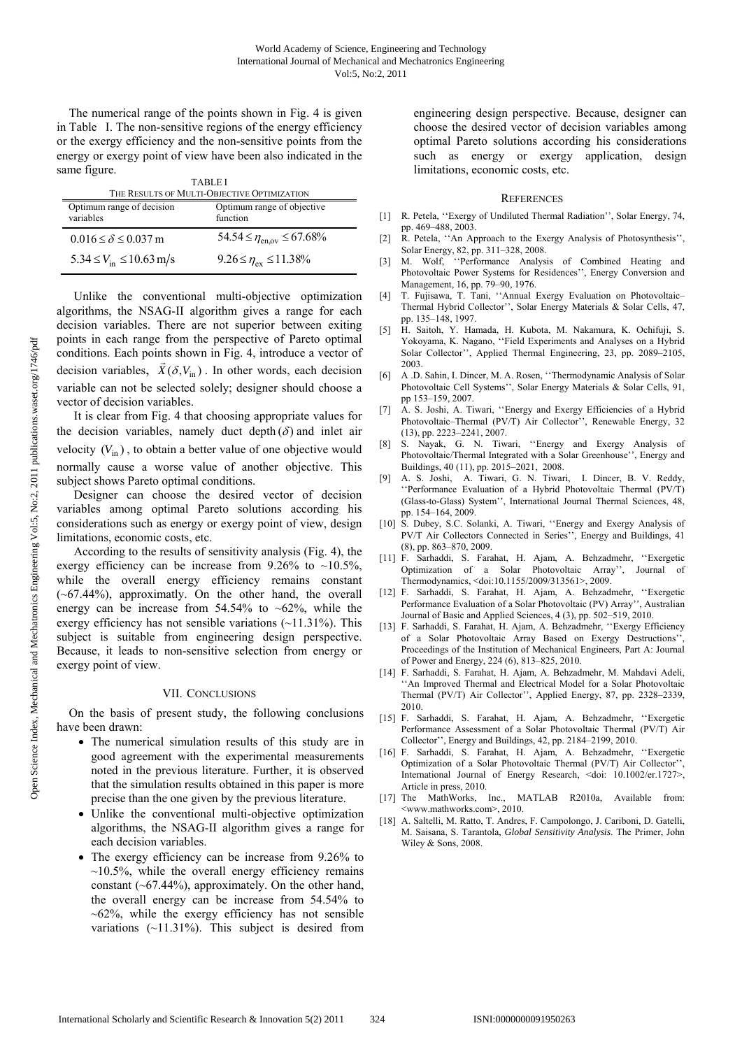The numerical range of the points shown in Fig. 4 is given in Table I. The non-sensitive regions of the energy efficiency or the exergy efficiency and the non-sensitive points from the energy or exergy point of view have been also indicated in the same figure.

TABLE I
THE RESULTS OF MULTI-OBJECTIVE OPTIMIZATION

| Optimum range of decision variables | Optimum range of objective function |
|---|---|
| $0.016 \le \delta \le 0.037$ m | $54.54 \le \eta_{\text{en,ov}} \le 67.68\%$ |
| $5.34 \le V_{\text{in}} \le 10.63$ m/s | $9.26 \le \eta_{\text{ex}} \le 11.38\%$ |

Unlike the conventional multi-objective optimization algorithms, the NSAG-II algorithm gives a range for each decision variables. There are not superior between exiting points in each range from the perspective of Pareto optimal conditions. Each points shown in Fig. 4, introduce a vector of decision variables, $\vec{X}(\delta, V_{\text{in}})$. In other words, each decision variable can not be selected solely; designer should choose a vector of decision variables.

It is clear from Fig. 4 that choosing appropriate values for the decision variables, namely duct depth $(\delta)$ and inlet air velocity $(V_{\text{in}})$, to obtain a better value of one objective would normally cause a worse value of another objective. This subject shows Pareto optimal conditions.

Designer can choose the desired vector of decision variables among optimal Pareto solutions according his considerations such as energy or exergy point of view, design limitations, economic costs, etc.

According to the results of sensitivity analysis (Fig. 4), the exergy efficiency can be increase from 9.26% to ~10.5%, while the overall energy efficiency remains constant (~67.44%), approximatly. On the other hand, the overall energy can be increase from 54.54% to ~62%, while the exergy efficiency has not sensible variations (~11.31%). This subject is suitable from engineering design perspective. Because, it leads to non-sensitive selection from energy or exergy point of view.

## VII. CONCLUSIONS

On the basis of present study, the following conclusions have been drawn:

- The numerical simulation results of this study are in good agreement with the experimental measurements noted in the previous literature. Further, it is observed that the simulation results obtained in this paper is more precise than the one given by the previous literature.
- Unlike the conventional multi-objective optimization algorithms, the NSAG-II algorithm gives a range for each decision variables.
- The exergy efficiency can be increase from 9.26% to ~10.5%, while the overall energy efficiency remains constant (~67.44%), approximately. On the other hand, the overall energy can be increase from 54.54% to ~62%, while the exergy efficiency has not sensible variations (~11.31%). This subject is desired from engineering design perspective. Because, designer can choose the desired vector of decision variables among optimal Pareto solutions according his considerations such as energy or exergy application, design limitations, economic costs, etc.

## REFERENCES

[1] R. Petela, ''Exergy of Undiluted Thermal Radiation'', Solar Energy, 74, pp. 469–488, 2003.

[2] R. Petela, ''An Approach to the Exergy Analysis of Photosynthesis'', Solar Energy, 82, pp. 311–328, 2008.

[3] M. Wolf, ''Performance Analysis of Combined Heating and Photovoltaic Power Systems for Residences'', Energy Conversion and Management, 16, pp. 79–90, 1976.

[4] T. Fujisawa, T. Tani, ''Annual Exergy Evaluation on Photovoltaic–Thermal Hybrid Collector'', Solar Energy Materials & Solar Cells, 47, pp. 135–148, 1997.

[5] H. Saitoh, Y. Hamada, H. Kubota, M. Nakamura, K. Ochifuji, S. Yokoyama, K. Nagano, ''Field Experiments and Analyses on a Hybrid Solar Collector'', Applied Thermal Engineering, 23, pp. 2089–2105, 2003.

[6] A .D. Sahin, I. Dincer, M. A. Rosen, ''Thermodynamic Analysis of Solar Photovoltaic Cell Systems'', Solar Energy Materials & Solar Cells, 91, pp 153–159, 2007.

[7] A. S. Joshi, A. Tiwari, ''Energy and Exergy Efficiencies of a Hybrid Photovoltaic–Thermal (PV/T) Air Collector'', Renewable Energy, 32 (13), pp. 2223–2241, 2007.

[8] S. Nayak, G. N. Tiwari, ''Energy and Exergy Analysis of Photovoltaic/Thermal Integrated with a Solar Greenhouse'', Energy and Buildings, 40 (11), pp. 2015–2021, 2008.

[9] A. S. Joshi, A. Tiwari, G. N. Tiwari, I. Dincer, B. V. Reddy, ''Performance Evaluation of a Hybrid Photovoltaic Thermal (PV/T) (Glass-to-Glass) System'', International Journal Thermal Sciences, 48, pp. 154–164, 2009.

[10] S. Dubey, S.C. Solanki, A. Tiwari, ''Energy and Exergy Analysis of PV/T Air Collectors Connected in Series'', Energy and Buildings, 41 (8), pp. 863–870, 2009.

[11] F. Sarhaddi, S. Farahat, H. Ajam, A. Behzadmehr, ''Exergetic Optimization of a Solar Photovoltaic Array'', Journal of Thermodynamics, <doi:10.1155/2009/313561>, 2009.

[12] F. Sarhaddi, S. Farahat, H. Ajam, A. Behzadmehr, ''Exergetic Performance Evaluation of a Solar Photovoltaic (PV) Array'', Australian Journal of Basic and Applied Sciences, 4 (3), pp. 502–519, 2010.

[13] F. Sarhaddi, S. Farahat, H. Ajam, A. Behzadmehr, ''Exergy Efficiency of a Solar Photovoltaic Array Based on Exergy Destructions'', Proceedings of the Institution of Mechanical Engineers, Part A: Journal of Power and Energy, 224 (6), 813–825, 2010.

[14] F. Sarhaddi, S. Farahat, H. Ajam, A. Behzadmehr, M. Mahdavi Adeli, ''An Improved Thermal and Electrical Model for a Solar Photovoltaic Thermal (PV/T) Air Collector'', Applied Energy, 87, pp. 2328–2339, 2010.

[15] F. Sarhaddi, S. Farahat, H. Ajam, A. Behzadmehr, ''Exergetic Performance Assessment of a Solar Photovoltaic Thermal (PV/T) Air Collector'', Energy and Buildings, 42, pp. 2184–2199, 2010.

[16] F. Sarhaddi, S. Farahat, H. Ajam, A. Behzadmehr, ''Exergetic Optimization of a Solar Photovoltaic Thermal (PV/T) Air Collector'', International Journal of Energy Research, <doi: 10.1002/er.1727>, Article in press, 2010.

[17] The MathWorks, Inc., MATLAB R2010a, Available from: <www.mathworks.com>, 2010.

[18] A. Saltelli, M. Ratto, T. Andres, F. Campolongo, J. Cariboni, D. Gatelli, M. Saisana, S. Tarantola, *Global Sensitivity Analysis*. The Primer, John Wiley & Sons, 2008.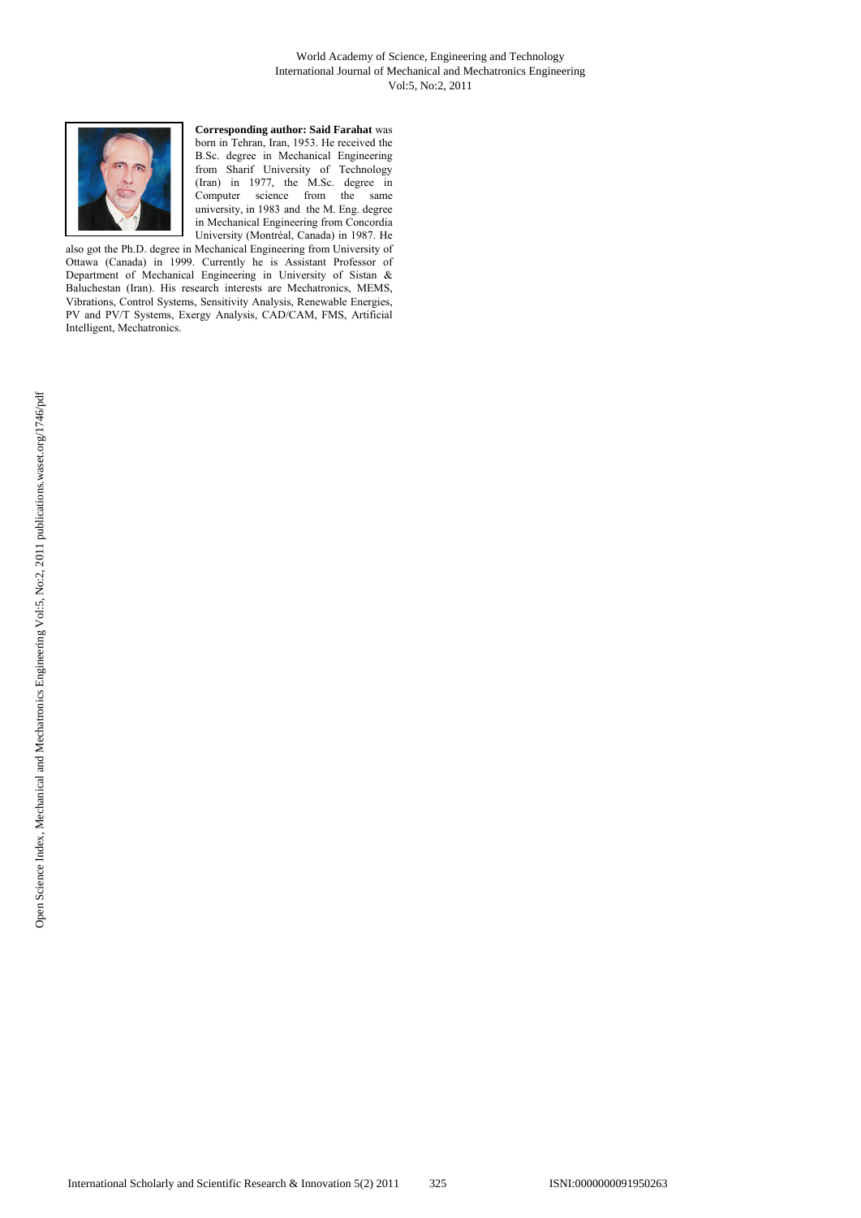**Corresponding author: Said Farahat** was born in Tehran, Iran, 1953. He received the B.Sc. degree in Mechanical Engineering from Sharif University of Technology (Iran) in 1977, the M.Sc. degree in Computer science from the same university, in 1983 and the M. Eng. degree in Mechanical Engineering from Concordia University (Montréal, Canada) in 1987. He also got the Ph.D. degree in Mechanical Engineering from University of Ottawa (Canada) in 1999. Currently he is Assistant Professor of Department of Mechanical Engineering in University of Sistan & Baluchestan (Iran). His research interests are Mechatronics, MEMS, Vibrations, Control Systems, Sensitivity Analysis, Renewable Energies, PV and PV/T Systems, Exergy Analysis, CAD/CAM, FMS, Artificial Intelligent, Mechatronics.